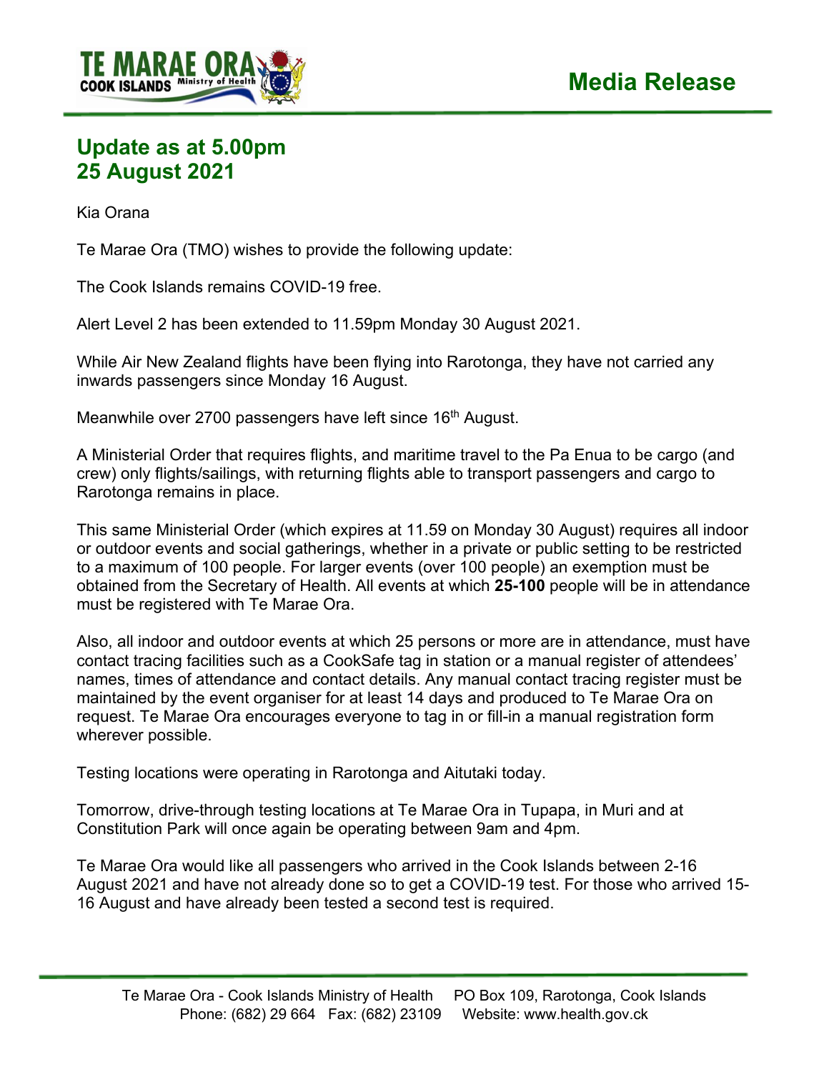# Media Release

## Update as at 5.00pm 25 August 2021

Kia Orana

Te Marae Ora (TMO) wishes to provide the following update:

The Cook Islands remains COVID-19 free.

Alert Level 2 has been extended to 11.59pm Monday 30 August 2021.

While Air New Zealand flights have been flying into Rarotonga, they have not carried any inwards passengers since Monday 16 August.

Meanwhile over 2700 passengers have left since 16th August.

A Ministerial Order that requires flights, and maritime travel to the Pa Enua to be cargo (and crew) only flights/sailings, with returning flights able to transport passengers and cargo to Rarotonga remains in place.

This same Ministerial Order (which expires at 11.59 on Monday 30 August) requires all indoor or outdoor events and social gatherings, whether in a private or public setting to be restricted to a maximum of 100 people. For larger events (over 100 people) an exemption must be obtained from the Secretary of Health. All events at which **25-100** people will be in attendance must be registered with Te Marae Ora.

Also, all indoor and outdoor events at which 25 persons or more are in attendance, must have contact tracing facilities such as a CookSafe tag in station or a manual register of attendees' names, times of attendance and contact details. Any manual contact tracing register must be maintained by the event organiser for at least 14 days and produced to Te Marae Ora on request. Te Marae Ora encourages everyone to tag in or fill-in a manual registration form wherever possible.

Testing locations were operating in Rarotonga and Aitutaki today.

Tomorrow, drive-through testing locations at Te Marae Ora in Tupapa, in Muri and at Constitution Park will once again be operating between 9am and 4pm.

Te Marae Ora would like all passengers who arrived in the Cook Islands between 2-16 August 2021 and have not already done so to get a COVID-19 test. For those who arrived 15-16 August and have already been tested a second test is required.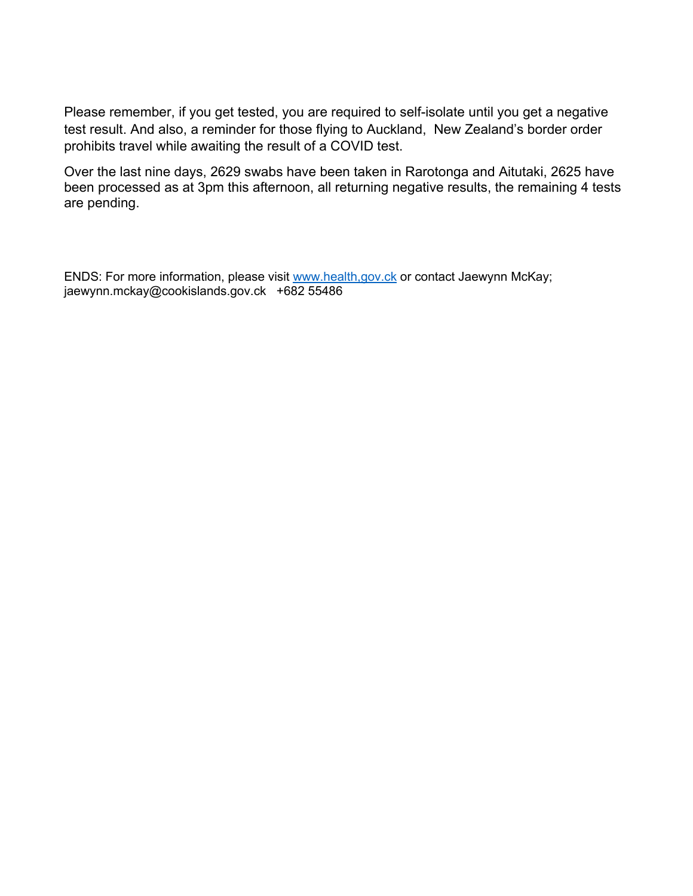Please remember, if you get tested, you are required to self-isolate until you get a negative test result. And also, a reminder for those flying to Auckland, New Zealand's border order prohibits travel while awaiting the result of a COVID test.

Over the last nine days, 2629 swabs have been taken in Rarotonga and Aitutaki, 2625 have been processed as at 3pm this afternoon, all returning negative results, the remaining 4 tests are pending.

ENDS: For more information, please visit [www.health,gov.ck](www.health,gov.ck) or contact Jaewynn McKay; jaewynn.mckay@cookislands.gov.ck +682 55486